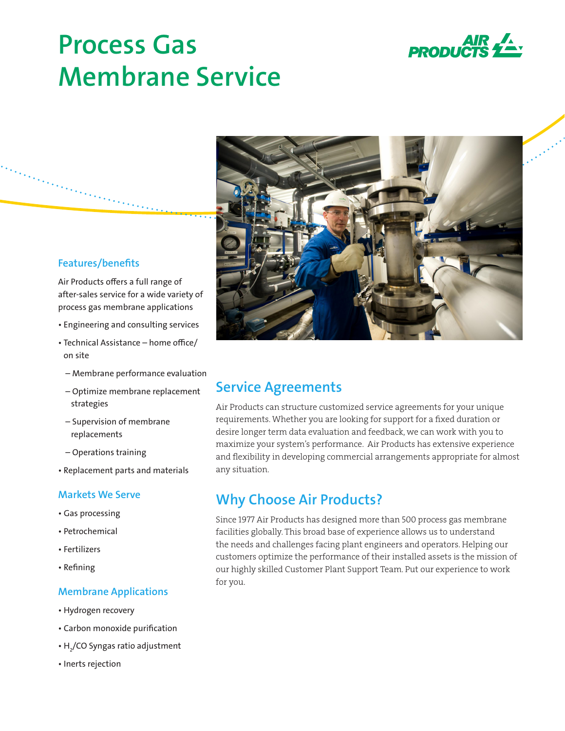# Process Gas Membrane Service

## Features/benefits

Air Products offers a full range of after-sales service for a wide variety of process gas membrane applications

- Engineering and consulting services
- Technical Assistance – home office/ on site
  - Membrane performance evaluation
  - Optimize membrane replacement strategies
  - Supervision of membrane replacements
  - Operations training
- Replacement parts and materials

## Markets We Serve

- Gas processing
- Petrochemical
- Fertilizers
- Refining

## Membrane Applications

- Hydrogen recovery
- Carbon monoxide purification
- $H_2$/CO Syngas ratio adjustment
- Inerts rejection

## Service Agreements

Air Products can structure customized service agreements for your unique requirements. Whether you are looking for support for a fixed duration or desire longer term data evaluation and feedback, we can work with you to maximize your system's performance. Air Products has extensive experience and flexibility in developing commercial arrangements appropriate for almost any situation.

## Why Choose Air Products?

Since 1977 Air Products has designed more than 500 process gas membrane facilities globally. This broad base of experience allows us to understand the needs and challenges facing plant engineers and operators. Helping our customers optimize the performance of their installed assets is the mission of our highly skilled Customer Plant Support Team. Put our experience to work for you.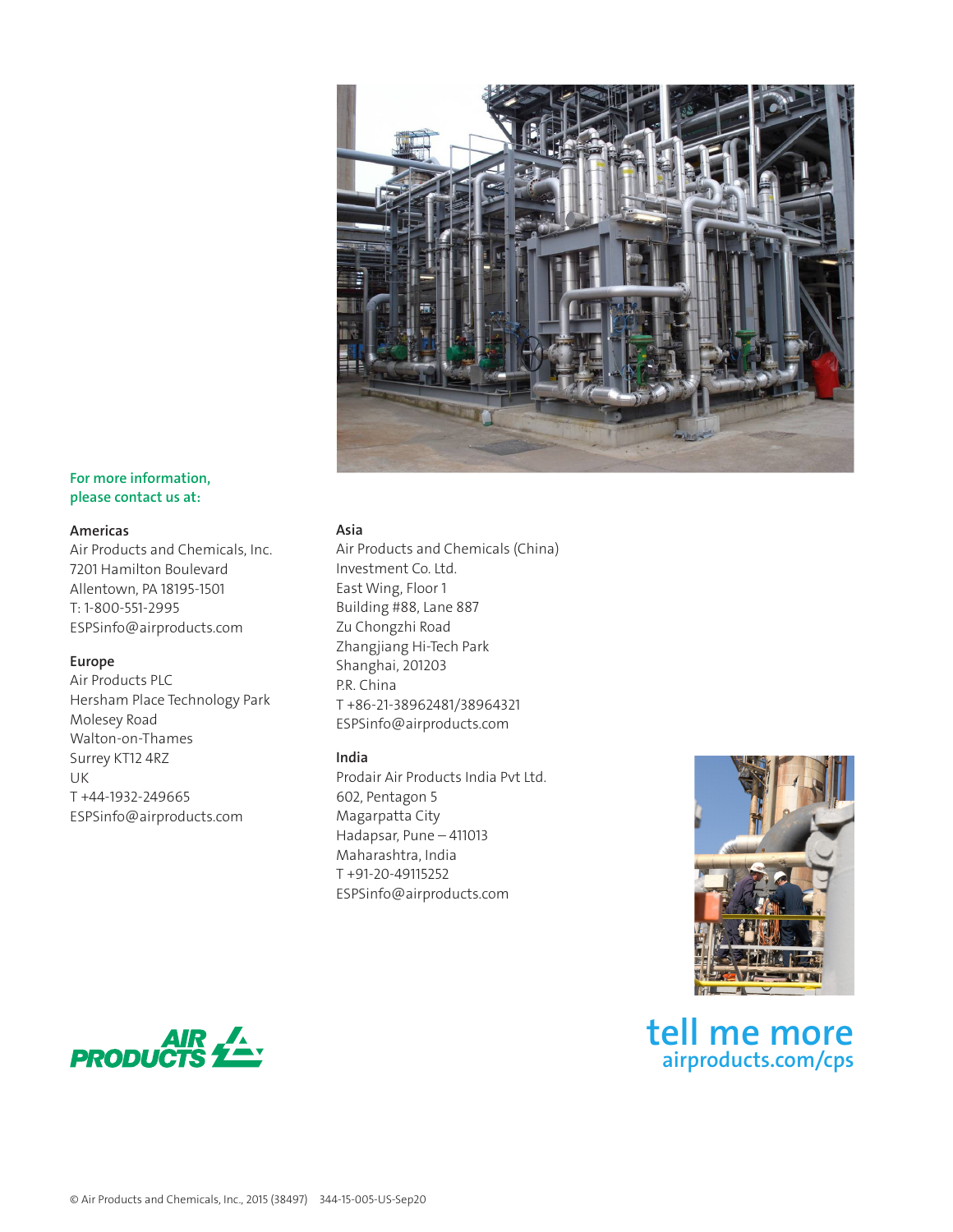**For more information, please contact us at:**

**Americas**
Air Products and Chemicals, Inc.
7201 Hamilton Boulevard
Allentown, PA 18195-1501
T: 1-800-551-2995
ESPSinfo@airproducts.com

**Europe**
Air Products PLC
Hersham Place Technology Park
Molesey Road
Walton-on-Thames
Surrey KT12 4RZ
UK
T +44-1932-249665
ESPSinfo@airproducts.com

**Asia**
Air Products and Chemicals (China) Investment Co. Ltd.
East Wing, Floor 1
Building #88, Lane 887
Zu Chongzhi Road
Zhangjiang Hi-Tech Park
Shanghai, 201203
P.R. China
T +86-21-38962481/38964321
ESPSinfo@airproducts.com

**India**
Prodair Air Products India Pvt Ltd.
602, Pentagon 5
Magarpatta City
Hadapsar, Pune – 411013
Maharashtra, India
T +91-20-49115252
ESPSinfo@airproducts.com

AIR PRODUCTS

**tell me more**
airproducts.com/cps

© Air Products and Chemicals, Inc., 2015 (38497) 344-15-005-US-Sep20